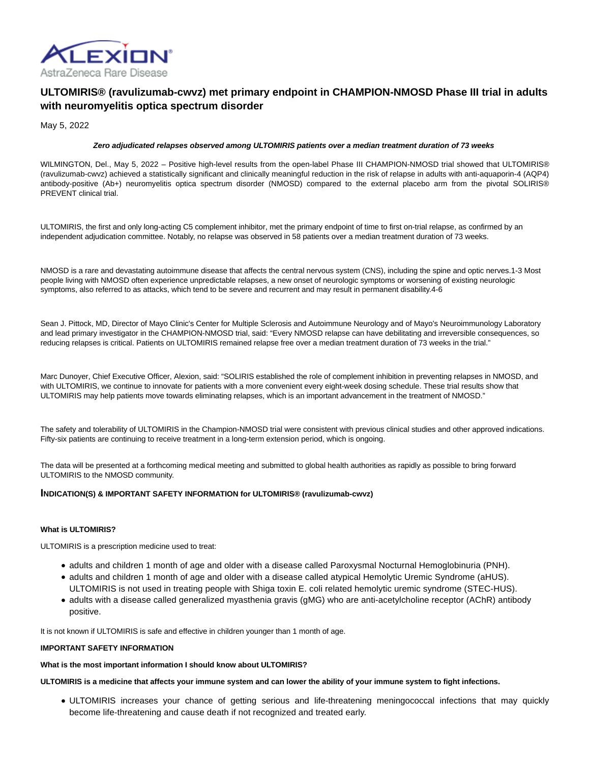ALEXION®
AstraZeneca Rare Disease

# ULTOMIRIS® (ravulizumab-cwvz) met primary endpoint in CHAMPION-NMOSD Phase III trial in adults with neuromyelitis optica spectrum disorder

May 5, 2022

***Zero adjudicated relapses observed among ULTOMIRIS patients over a median treatment duration of 73 weeks***

WILMINGTON, Del., May 5, 2022 – Positive high-level results from the open-label Phase III CHAMPION-NMOSD trial showed that ULTOMIRIS® (ravulizumab-cwvz) achieved a statistically significant and clinically meaningful reduction in the risk of relapse in adults with anti-aquaporin-4 (AQP4) antibody-positive (Ab+) neuromyelitis optica spectrum disorder (NMOSD) compared to the external placebo arm from the pivotal SOLIRIS® PREVENT clinical trial.

ULTOMIRIS, the first and only long-acting C5 complement inhibitor, met the primary endpoint of time to first on-trial relapse, as confirmed by an independent adjudication committee. Notably, no relapse was observed in 58 patients over a median treatment duration of 73 weeks.

NMOSD is a rare and devastating autoimmune disease that affects the central nervous system (CNS), including the spine and optic nerves.1-3 Most people living with NMOSD often experience unpredictable relapses, a new onset of neurologic symptoms or worsening of existing neurologic symptoms, also referred to as attacks, which tend to be severe and recurrent and may result in permanent disability.4-6

Sean J. Pittock, MD, Director of Mayo Clinic's Center for Multiple Sclerosis and Autoimmune Neurology and of Mayo's Neuroimmunology Laboratory and lead primary investigator in the CHAMPION-NMOSD trial, said: "Every NMOSD relapse can have debilitating and irreversible consequences, so reducing relapses is critical. Patients on ULTOMIRIS remained relapse free over a median treatment duration of 73 weeks in the trial."

Marc Dunoyer, Chief Executive Officer, Alexion, said: "SOLIRIS established the role of complement inhibition in preventing relapses in NMOSD, and with ULTOMIRIS, we continue to innovate for patients with a more convenient every eight-week dosing schedule. These trial results show that ULTOMIRIS may help patients move towards eliminating relapses, which is an important advancement in the treatment of NMOSD."

The safety and tolerability of ULTOMIRIS in the Champion-NMOSD trial were consistent with previous clinical studies and other approved indications. Fifty-six patients are continuing to receive treatment in a long-term extension period, which is ongoing.

The data will be presented at a forthcoming medical meeting and submitted to global health authorities as rapidly as possible to bring forward ULTOMIRIS to the NMOSD community.

## INDICATION(S) & IMPORTANT SAFETY INFORMATION for ULTOMIRIS® (ravulizumab-cwvz)

**What is ULTOMIRIS?**

ULTOMIRIS is a prescription medicine used to treat:

- adults and children 1 month of age and older with a disease called Paroxysmal Nocturnal Hemoglobinuria (PNH).
- adults and children 1 month of age and older with a disease called atypical Hemolytic Uremic Syndrome (aHUS). ULTOMIRIS is not used in treating people with Shiga toxin E. coli related hemolytic uremic syndrome (STEC-HUS).
- adults with a disease called generalized myasthenia gravis (gMG) who are anti-acetylcholine receptor (AChR) antibody positive.

It is not known if ULTOMIRIS is safe and effective in children younger than 1 month of age.

**IMPORTANT SAFETY INFORMATION**

**What is the most important information I should know about ULTOMIRIS?**

**ULTOMIRIS is a medicine that affects your immune system and can lower the ability of your immune system to fight infections.**

- ULTOMIRIS increases your chance of getting serious and life-threatening meningococcal infections that may quickly become life-threatening and cause death if not recognized and treated early.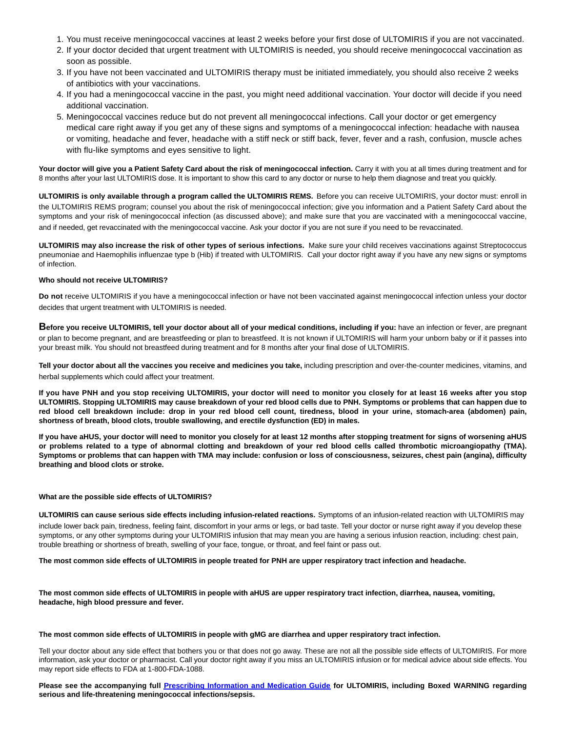1. You must receive meningococcal vaccines at least 2 weeks before your first dose of ULTOMIRIS if you are not vaccinated.
2. If your doctor decided that urgent treatment with ULTOMIRIS is needed, you should receive meningococcal vaccination as soon as possible.
3. If you have not been vaccinated and ULTOMIRIS therapy must be initiated immediately, you should also receive 2 weeks of antibiotics with your vaccinations.
4. If you had a meningococcal vaccine in the past, you might need additional vaccination. Your doctor will decide if you need additional vaccination.
5. Meningococcal vaccines reduce but do not prevent all meningococcal infections. Call your doctor or get emergency medical care right away if you get any of these signs and symptoms of a meningococcal infection: headache with nausea or vomiting, headache and fever, headache with a stiff neck or stiff back, fever, fever and a rash, confusion, muscle aches with flu-like symptoms and eyes sensitive to light.

**Your doctor will give you a Patient Safety Card about the risk of meningococcal infection.** Carry it with you at all times during treatment and for 8 months after your last ULTOMIRIS dose. It is important to show this card to any doctor or nurse to help them diagnose and treat you quickly.

**ULTOMIRIS is only available through a program called the ULTOMIRIS REMS.** Before you can receive ULTOMIRIS, your doctor must: enroll in the ULTOMIRIS REMS program; counsel you about the risk of meningococcal infection; give you information and a Patient Safety Card about the symptoms and your risk of meningococcal infection (as discussed above); and make sure that you are vaccinated with a meningococcal vaccine, and if needed, get revaccinated with the meningococcal vaccine. Ask your doctor if you are not sure if you need to be revaccinated.

**ULTOMIRIS may also increase the risk of other types of serious infections.** Make sure your child receives vaccinations against Streptococcus pneumoniae and Haemophilis influenzae type b (Hib) if treated with ULTOMIRIS. Call your doctor right away if you have any new signs or symptoms of infection.

**Who should not receive ULTOMIRIS?**

**Do not** receive ULTOMIRIS if you have a meningococcal infection or have not been vaccinated against meningococcal infection unless your doctor decides that urgent treatment with ULTOMIRIS is needed.

**Before you receive ULTOMIRIS, tell your doctor about all of your medical conditions, including if you:** have an infection or fever, are pregnant or plan to become pregnant, and are breastfeeding or plan to breastfeed. It is not known if ULTOMIRIS will harm your unborn baby or if it passes into your breast milk. You should not breastfeed during treatment and for 8 months after your final dose of ULTOMIRIS.

**Tell your doctor about all the vaccines you receive and medicines you take,** including prescription and over-the-counter medicines, vitamins, and herbal supplements which could affect your treatment.

**If you have PNH and you stop receiving ULTOMIRIS, your doctor will need to monitor you closely for at least 16 weeks after you stop ULTOMIRIS. Stopping ULTOMIRIS may cause breakdown of your red blood cells due to PNH. Symptoms or problems that can happen due to red blood cell breakdown include: drop in your red blood cell count, tiredness, blood in your urine, stomach-area (abdomen) pain, shortness of breath, blood clots, trouble swallowing, and erectile dysfunction (ED) in males.**

**If you have aHUS, your doctor will need to monitor you closely for at least 12 months after stopping treatment for signs of worsening aHUS or problems related to a type of abnormal clotting and breakdown of your red blood cells called thrombotic microangiopathy (TMA). Symptoms or problems that can happen with TMA may include: confusion or loss of consciousness, seizures, chest pain (angina), difficulty breathing and blood clots or stroke.**

**What are the possible side effects of ULTOMIRIS?**

**ULTOMIRIS can cause serious side effects including infusion-related reactions.** Symptoms of an infusion-related reaction with ULTOMIRIS may include lower back pain, tiredness, feeling faint, discomfort in your arms or legs, or bad taste. Tell your doctor or nurse right away if you develop these symptoms, or any other symptoms during your ULTOMIRIS infusion that may mean you are having a serious infusion reaction, including: chest pain, trouble breathing or shortness of breath, swelling of your face, tongue, or throat, and feel faint or pass out.

**The most common side effects of ULTOMIRIS in people treated for PNH are upper respiratory tract infection and headache.**

**The most common side effects of ULTOMIRIS in people with aHUS are upper respiratory tract infection, diarrhea, nausea, vomiting, headache, high blood pressure and fever.**

**The most common side effects of ULTOMIRIS in people with gMG are diarrhea and upper respiratory tract infection.**

Tell your doctor about any side effect that bothers you or that does not go away. These are not all the possible side effects of ULTOMIRIS. For more information, ask your doctor or pharmacist. Call your doctor right away if you miss an ULTOMIRIS infusion or for medical advice about side effects. You may report side effects to FDA at 1-800-FDA-1088.

**Please see the accompanying full [Prescribing Information and Medication Guide](#) for ULTOMIRIS, including Boxed WARNING regarding serious and life-threatening meningococcal infections/sepsis.**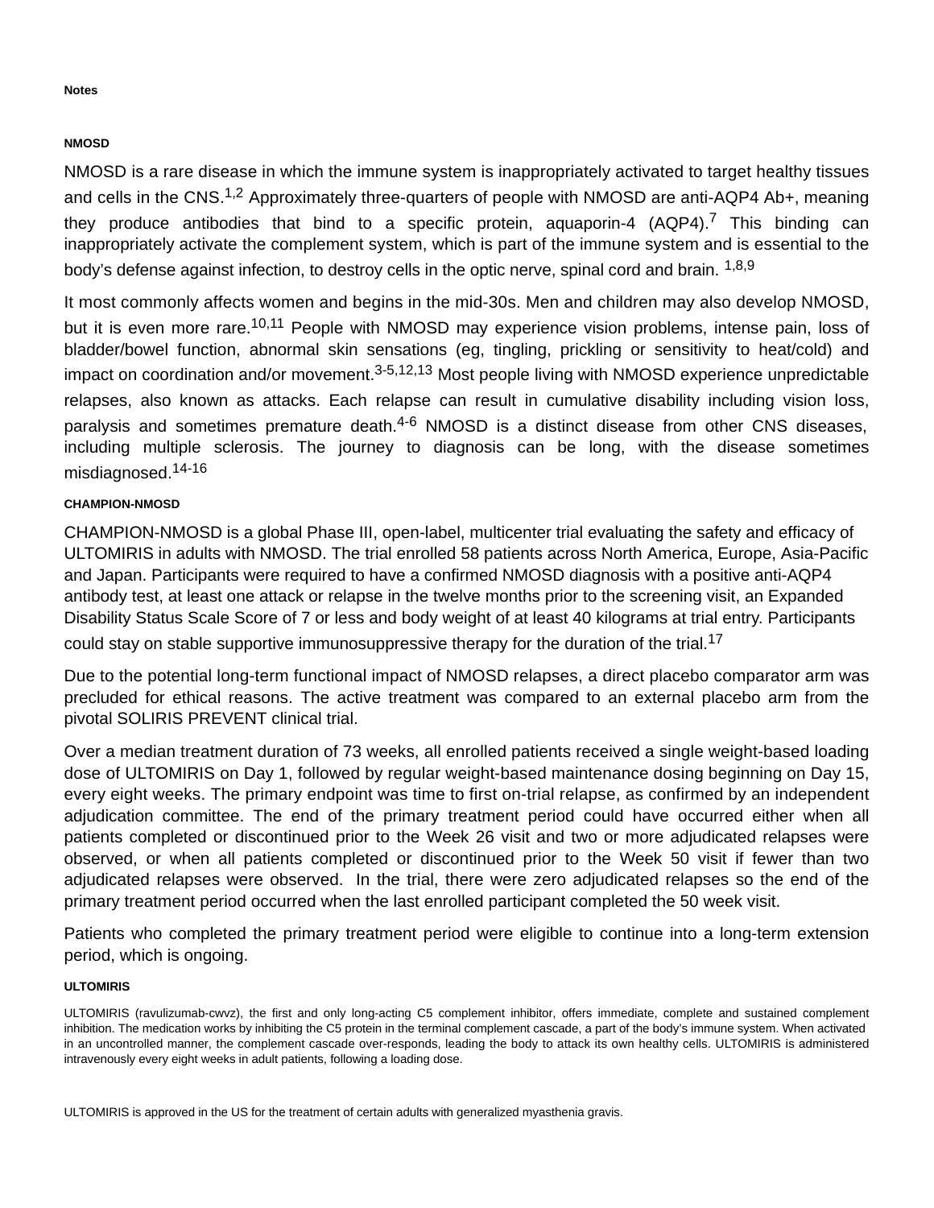**Notes**

**NMOSD**

NMOSD is a rare disease in which the immune system is inappropriately activated to target healthy tissues and cells in the CNS.[1,2] Approximately three-quarters of people with NMOSD are anti-AQP4 Ab+, meaning they produce antibodies that bind to a specific protein, aquaporin-4 (AQP4).[7] This binding can inappropriately activate the complement system, which is part of the immune system and is essential to the body's defense against infection, to destroy cells in the optic nerve, spinal cord and brain. [1,8,9]

It most commonly affects women and begins in the mid-30s. Men and children may also develop NMOSD, but it is even more rare.[10,11] People with NMOSD may experience vision problems, intense pain, loss of bladder/bowel function, abnormal skin sensations (eg, tingling, prickling or sensitivity to heat/cold) and impact on coordination and/or movement.[3-5,12,13] Most people living with NMOSD experience unpredictable relapses, also known as attacks. Each relapse can result in cumulative disability including vision loss, paralysis and sometimes premature death.[4-6] NMOSD is a distinct disease from other CNS diseases, including multiple sclerosis. The journey to diagnosis can be long, with the disease sometimes misdiagnosed.[14-16]

**CHAMPION-NMOSD**

CHAMPION-NMOSD is a global Phase III, open-label, multicenter trial evaluating the safety and efficacy of ULTOMIRIS in adults with NMOSD. The trial enrolled 58 patients across North America, Europe, Asia-Pacific and Japan. Participants were required to have a confirmed NMOSD diagnosis with a positive anti-AQP4 antibody test, at least one attack or relapse in the twelve months prior to the screening visit, an Expanded Disability Status Scale Score of 7 or less and body weight of at least 40 kilograms at trial entry. Participants could stay on stable supportive immunosuppressive therapy for the duration of the trial.[17]

Due to the potential long-term functional impact of NMOSD relapses, a direct placebo comparator arm was precluded for ethical reasons. The active treatment was compared to an external placebo arm from the pivotal SOLIRIS PREVENT clinical trial.

Over a median treatment duration of 73 weeks, all enrolled patients received a single weight-based loading dose of ULTOMIRIS on Day 1, followed by regular weight-based maintenance dosing beginning on Day 15, every eight weeks. The primary endpoint was time to first on-trial relapse, as confirmed by an independent adjudication committee. The end of the primary treatment period could have occurred either when all patients completed or discontinued prior to the Week 26 visit and two or more adjudicated relapses were observed, or when all patients completed or discontinued prior to the Week 50 visit if fewer than two adjudicated relapses were observed. In the trial, there were zero adjudicated relapses so the end of the primary treatment period occurred when the last enrolled participant completed the 50 week visit.

Patients who completed the primary treatment period were eligible to continue into a long-term extension period, which is ongoing.

**ULTOMIRIS**

ULTOMIRIS (ravulizumab-cwvz), the first and only long-acting C5 complement inhibitor, offers immediate, complete and sustained complement inhibition. The medication works by inhibiting the C5 protein in the terminal complement cascade, a part of the body's immune system. When activated in an uncontrolled manner, the complement cascade over-responds, leading the body to attack its own healthy cells. ULTOMIRIS is administered intravenously every eight weeks in adult patients, following a loading dose.

ULTOMIRIS is approved in the US for the treatment of certain adults with generalized myasthenia gravis.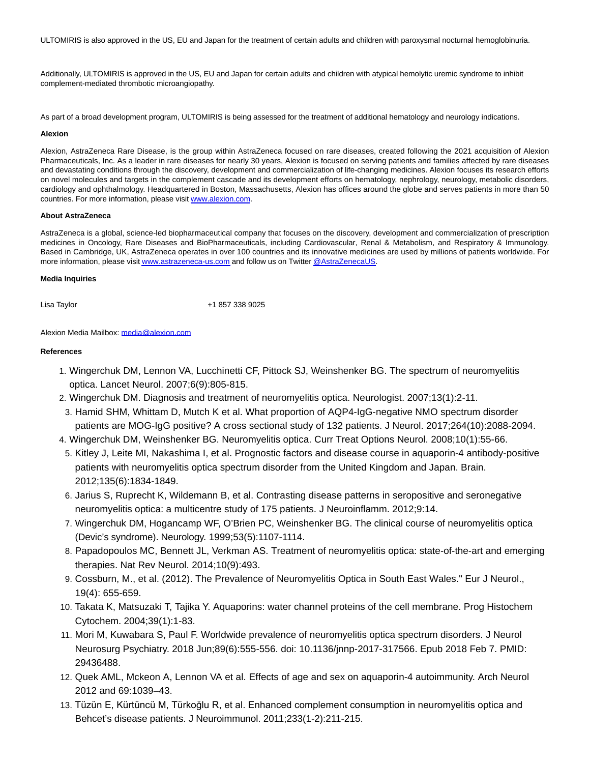ULTOMIRIS is also approved in the US, EU and Japan for the treatment of certain adults and children with paroxysmal nocturnal hemoglobinuria.

Additionally, ULTOMIRIS is approved in the US, EU and Japan for certain adults and children with atypical hemolytic uremic syndrome to inhibit complement-mediated thrombotic microangiopathy.

As part of a broad development program, ULTOMIRIS is being assessed for the treatment of additional hematology and neurology indications.

**Alexion**

Alexion, AstraZeneca Rare Disease, is the group within AstraZeneca focused on rare diseases, created following the 2021 acquisition of Alexion Pharmaceuticals, Inc. As a leader in rare diseases for nearly 30 years, Alexion is focused on serving patients and families affected by rare diseases and devastating conditions through the discovery, development and commercialization of life-changing medicines. Alexion focuses its research efforts on novel molecules and targets in the complement cascade and its development efforts on hematology, nephrology, neurology, metabolic disorders, cardiology and ophthalmology. Headquartered in Boston, Massachusetts, Alexion has offices around the globe and serves patients in more than 50 countries. For more information, please visit www.alexion.com.

**About AstraZeneca**

AstraZeneca is a global, science-led biopharmaceutical company that focuses on the discovery, development and commercialization of prescription medicines in Oncology, Rare Diseases and BioPharmaceuticals, including Cardiovascular, Renal & Metabolism, and Respiratory & Immunology. Based in Cambridge, UK, AstraZeneca operates in over 100 countries and its innovative medicines are used by millions of patients worldwide. For more information, please visit www.astrazeneca-us.com and follow us on Twitter @AstraZenecaUS.

**Media Inquiries**

Lisa Taylor +1 857 338 9025

Alexion Media Mailbox: media@alexion.com

**References**

1. Wingerchuk DM, Lennon VA, Lucchinetti CF, Pittock SJ, Weinshenker BG. The spectrum of neuromyelitis optica. Lancet Neurol. 2007;6(9):805-815.
2. Wingerchuk DM. Diagnosis and treatment of neuromyelitis optica. Neurologist. 2007;13(1):2-11.
3. Hamid SHM, Whittam D, Mutch K et al. What proportion of AQP4-IgG-negative NMO spectrum disorder patients are MOG-IgG positive? A cross sectional study of 132 patients. J Neurol. 2017;264(10):2088-2094.
4. Wingerchuk DM, Weinshenker BG. Neuromyelitis optica. Curr Treat Options Neurol. 2008;10(1):55-66.
5. Kitley J, Leite MI, Nakashima I, et al. Prognostic factors and disease course in aquaporin-4 antibody-positive patients with neuromyelitis optica spectrum disorder from the United Kingdom and Japan. Brain. 2012;135(6):1834-1849.
6. Jarius S, Ruprecht K, Wildemann B, et al. Contrasting disease patterns in seropositive and seronegative neuromyelitis optica: a multicentre study of 175 patients. J Neuroinflamm. 2012;9:14.
7. Wingerchuk DM, Hogancamp WF, O'Brien PC, Weinshenker BG. The clinical course of neuromyelitis optica (Devic's syndrome). Neurology. 1999;53(5):1107-1114.
8. Papadopoulos MC, Bennett JL, Verkman AS. Treatment of neuromyelitis optica: state-of-the-art and emerging therapies. Nat Rev Neurol. 2014;10(9):493.
9. Cossburn, M., et al. (2012). The Prevalence of Neuromyelitis Optica in South East Wales." Eur J Neurol., 19(4): 655-659.
10. Takata K, Matsuzaki T, Tajika Y. Aquaporins: water channel proteins of the cell membrane. Prog Histochem Cytochem. 2004;39(1):1-83.
11. Mori M, Kuwabara S, Paul F. Worldwide prevalence of neuromyelitis optica spectrum disorders. J Neurol Neurosurg Psychiatry. 2018 Jun;89(6):555-556. doi: 10.1136/jnnp-2017-317566. Epub 2018 Feb 7. PMID: 29436488.
12. Quek AML, Mckeon A, Lennon VA et al. Effects of age and sex on aquaporin-4 autoimmunity. Arch Neurol 2012 and 69:1039–43.
13. Tüzün E, Kürtüncü M, Türkoğlu R, et al. Enhanced complement consumption in neuromyelitis optica and Behcet's disease patients. J Neuroimmunol. 2011;233(1-2):211-215.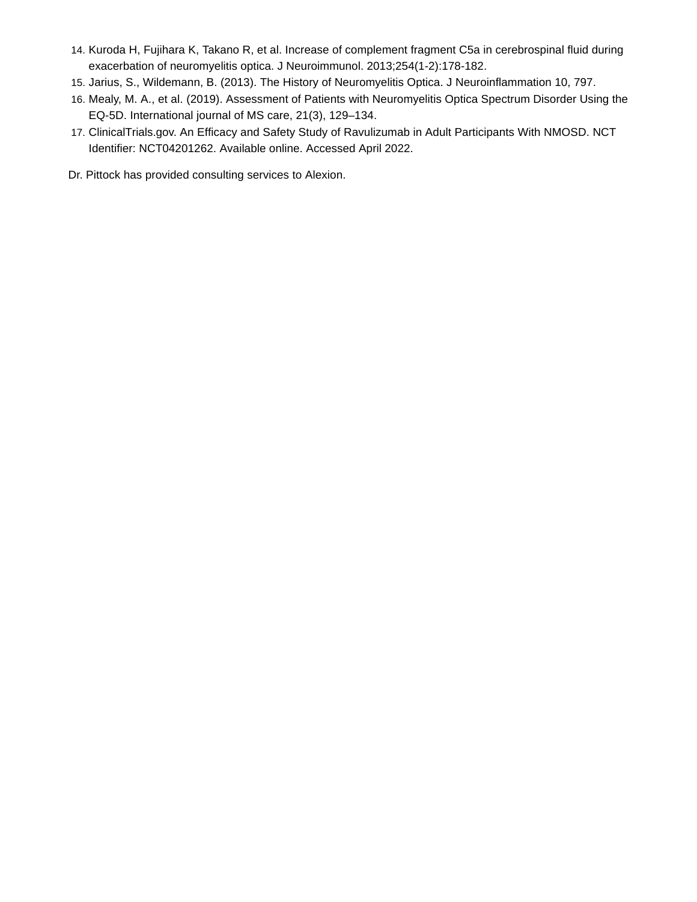14. Kuroda H, Fujihara K, Takano R, et al. Increase of complement fragment C5a in cerebrospinal fluid during exacerbation of neuromyelitis optica. J Neuroimmunol. 2013;254(1-2):178-182.
15. Jarius, S., Wildemann, B. (2013). The History of Neuromyelitis Optica. J Neuroinflammation 10, 797.
16. Mealy, M. A., et al. (2019). Assessment of Patients with Neuromyelitis Optica Spectrum Disorder Using the EQ-5D. International journal of MS care, 21(3), 129–134.
17. ClinicalTrials.gov. An Efficacy and Safety Study of Ravulizumab in Adult Participants With NMOSD. NCT Identifier: NCT04201262. Available online. Accessed April 2022.

Dr. Pittock has provided consulting services to Alexion.